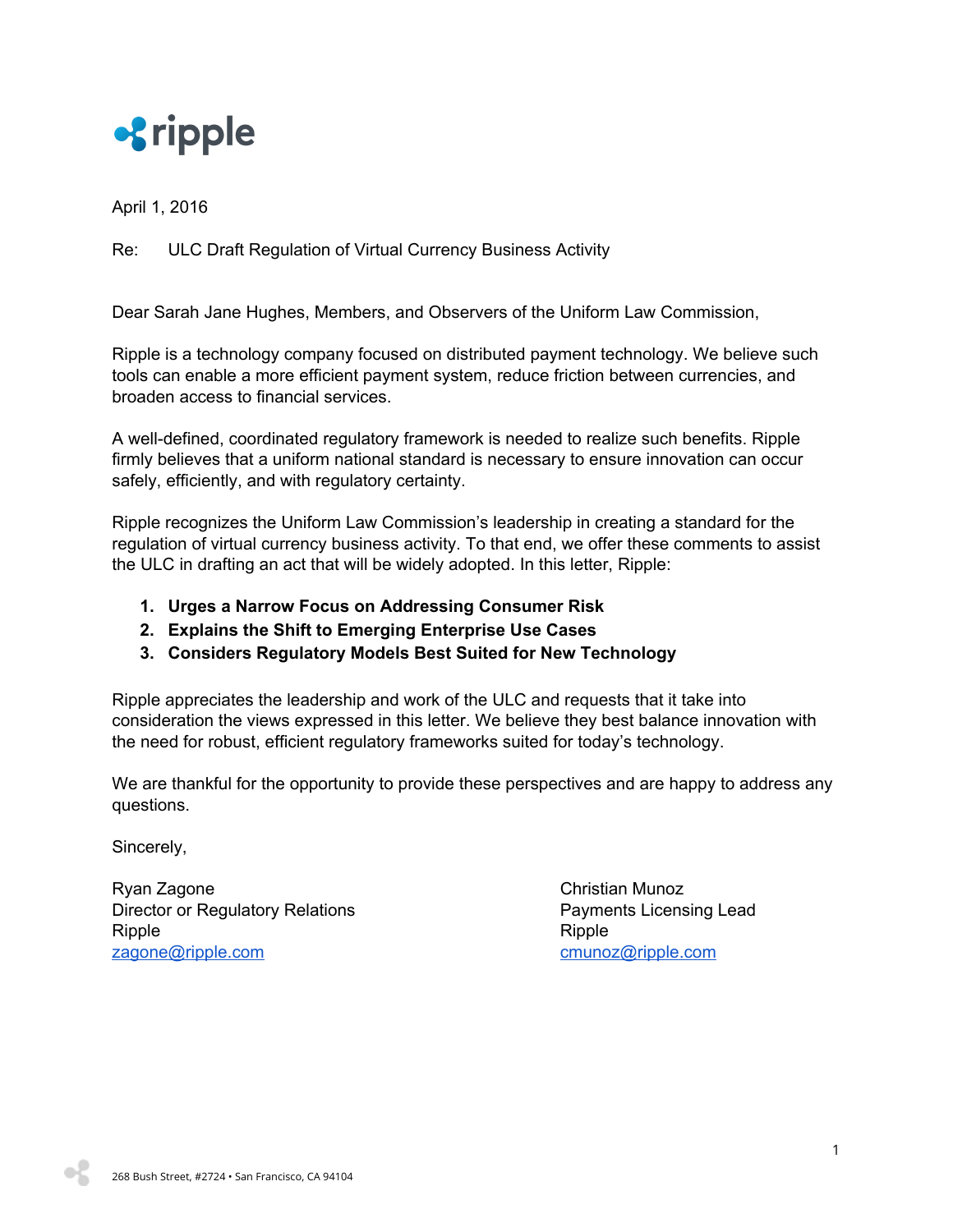**ripple**

April 1, 2016

Re: ULC Draft Regulation of Virtual Currency Business Activity

Dear Sarah Jane Hughes, Members, and Observers of the Uniform Law Commission,

Ripple is a technology company focused on distributed payment technology. We believe such tools can enable a more efficient payment system, reduce friction between currencies, and broaden access to financial services.

A well-defined, coordinated regulatory framework is needed to realize such benefits. Ripple firmly believes that a uniform national standard is necessary to ensure innovation can occur safely, efficiently, and with regulatory certainty.

Ripple recognizes the Uniform Law Commission's leadership in creating a standard for the regulation of virtual currency business activity. To that end, we offer these comments to assist the ULC in drafting an act that will be widely adopted. In this letter, Ripple:

1. **Urges a Narrow Focus on Addressing Consumer Risk**
2. **Explains the Shift to Emerging Enterprise Use Cases**
3. **Considers Regulatory Models Best Suited for New Technology**

Ripple appreciates the leadership and work of the ULC and requests that it take into consideration the views expressed in this letter. We believe they best balance innovation with the need for robust, efficient regulatory frameworks suited for today's technology.

We are thankful for the opportunity to provide these perspectives and are happy to address any questions.

Sincerely,

Ryan Zagone
Director or Regulatory Relations
Ripple
zagone@ripple.com

Christian Munoz
Payments Licensing Lead
Ripple
cmunoz@ripple.com

268 Bush Street, #2724 • San Francisco, CA 94104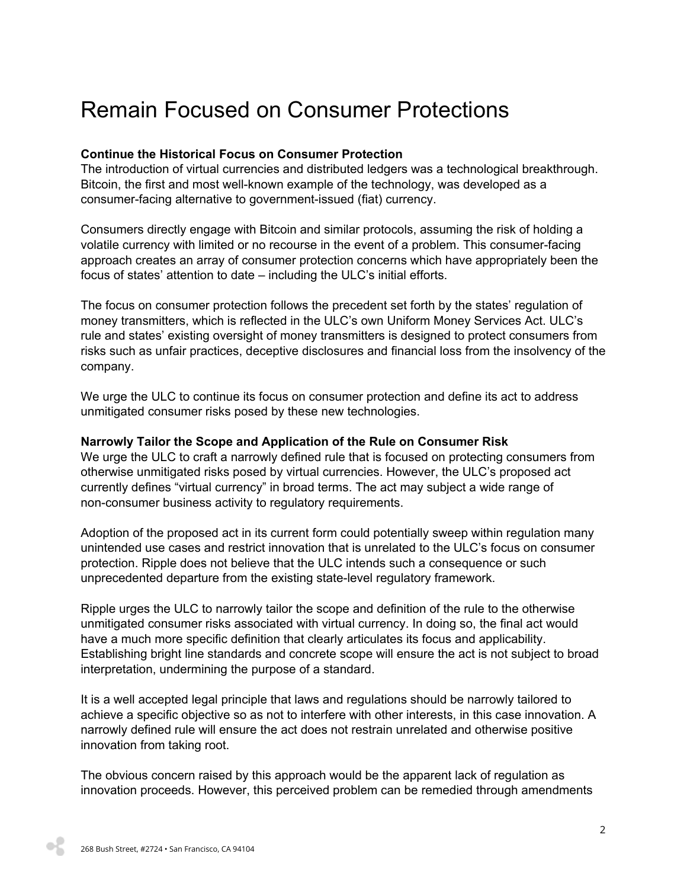# Remain Focused on Consumer Protections

**Continue the Historical Focus on Consumer Protection**

The introduction of virtual currencies and distributed ledgers was a technological breakthrough. Bitcoin, the first and most well-known example of the technology, was developed as a consumer-facing alternative to government-issued (fiat) currency.

Consumers directly engage with Bitcoin and similar protocols, assuming the risk of holding a volatile currency with limited or no recourse in the event of a problem. This consumer-facing approach creates an array of consumer protection concerns which have appropriately been the focus of states' attention to date – including the ULC's initial efforts.

The focus on consumer protection follows the precedent set forth by the states' regulation of money transmitters, which is reflected in the ULC's own Uniform Money Services Act. ULC's rule and states' existing oversight of money transmitters is designed to protect consumers from risks such as unfair practices, deceptive disclosures and financial loss from the insolvency of the company.

We urge the ULC to continue its focus on consumer protection and define its act to address unmitigated consumer risks posed by these new technologies.

**Narrowly Tailor the Scope and Application of the Rule on Consumer Risk**

We urge the ULC to craft a narrowly defined rule that is focused on protecting consumers from otherwise unmitigated risks posed by virtual currencies. However, the ULC's proposed act currently defines "virtual currency" in broad terms. The act may subject a wide range of non-consumer business activity to regulatory requirements.

Adoption of the proposed act in its current form could potentially sweep within regulation many unintended use cases and restrict innovation that is unrelated to the ULC's focus on consumer protection. Ripple does not believe that the ULC intends such a consequence or such unprecedented departure from the existing state-level regulatory framework.

Ripple urges the ULC to narrowly tailor the scope and definition of the rule to the otherwise unmitigated consumer risks associated with virtual currency. In doing so, the final act would have a much more specific definition that clearly articulates its focus and applicability. Establishing bright line standards and concrete scope will ensure the act is not subject to broad interpretation, undermining the purpose of a standard.

It is a well accepted legal principle that laws and regulations should be narrowly tailored to achieve a specific objective so as not to interfere with other interests, in this case innovation. A narrowly defined rule will ensure the act does not restrain unrelated and otherwise positive innovation from taking root.

The obvious concern raised by this approach would be the apparent lack of regulation as innovation proceeds. However, this perceived problem can be remedied through amendments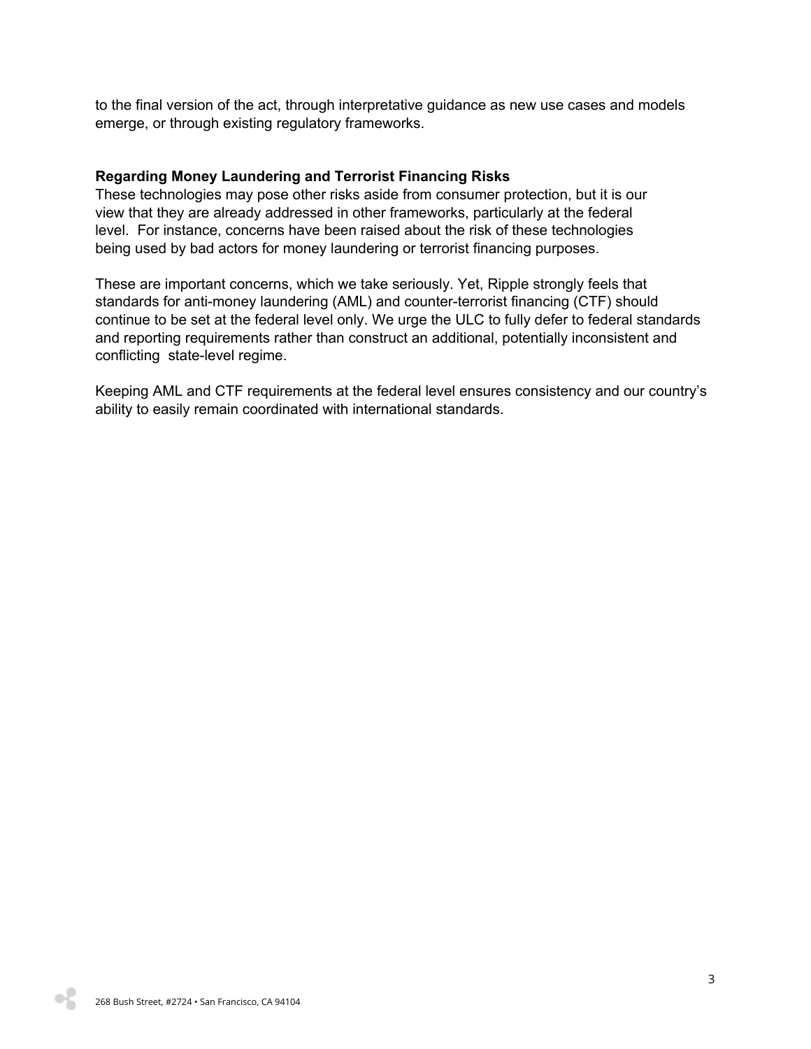to the final version of the act, through interpretative guidance as new use cases and models emerge, or through existing regulatory frameworks.

**Regarding Money Laundering and Terrorist Financing Risks**

These technologies may pose other risks aside from consumer protection, but it is our view that they are already addressed in other frameworks, particularly at the federal level. For instance, concerns have been raised about the risk of these technologies being used by bad actors for money laundering or terrorist financing purposes.

These are important concerns, which we take seriously. Yet, Ripple strongly feels that standards for anti-money laundering (AML) and counter-terrorist financing (CTF) should continue to be set at the federal level only. We urge the ULC to fully defer to federal standards and reporting requirements rather than construct an additional, potentially inconsistent and conflicting state-level regime.

Keeping AML and CTF requirements at the federal level ensures consistency and our country's ability to easily remain coordinated with international standards.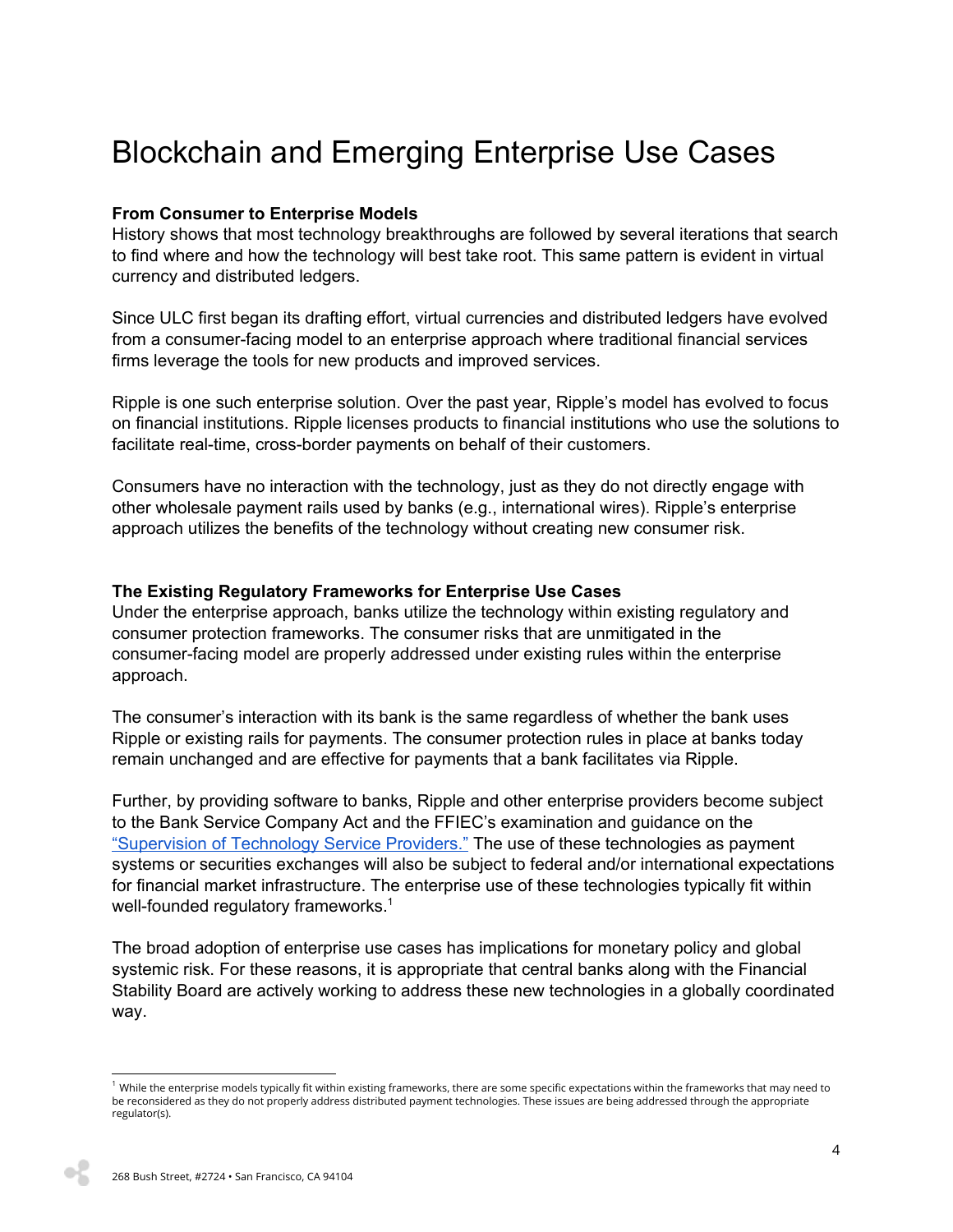# Blockchain and Emerging Enterprise Use Cases

**From Consumer to Enterprise Models**

History shows that most technology breakthroughs are followed by several iterations that search to find where and how the technology will best take root. This same pattern is evident in virtual currency and distributed ledgers.

Since ULC first began its drafting effort, virtual currencies and distributed ledgers have evolved from a consumer-facing model to an enterprise approach where traditional financial services firms leverage the tools for new products and improved services.

Ripple is one such enterprise solution. Over the past year, Ripple's model has evolved to focus on financial institutions. Ripple licenses products to financial institutions who use the solutions to facilitate real-time, cross-border payments on behalf of their customers.

Consumers have no interaction with the technology, just as they do not directly engage with other wholesale payment rails used by banks (e.g., international wires). Ripple's enterprise approach utilizes the benefits of the technology without creating new consumer risk.

**The Existing Regulatory Frameworks for Enterprise Use Cases**

Under the enterprise approach, banks utilize the technology within existing regulatory and consumer protection frameworks. The consumer risks that are unmitigated in the consumer-facing model are properly addressed under existing rules within the enterprise approach.

The consumer's interaction with its bank is the same regardless of whether the bank uses Ripple or existing rails for payments. The consumer protection rules in place at banks today remain unchanged and are effective for payments that a bank facilitates via Ripple.

Further, by providing software to banks, Ripple and other enterprise providers become subject to the Bank Service Company Act and the FFIEC's examination and guidance on the "Supervision of Technology Service Providers." The use of these technologies as payment systems or securities exchanges will also be subject to federal and/or international expectations for financial market infrastructure. The enterprise use of these technologies typically fit within well-founded regulatory frameworks.[1]

The broad adoption of enterprise use cases has implications for monetary policy and global systemic risk. For these reasons, it is appropriate that central banks along with the Financial Stability Board are actively working to address these new technologies in a globally coordinated way.

---

[1] While the enterprise models typically fit within existing frameworks, there are some specific expectations within the frameworks that may need to be reconsidered as they do not properly address distributed payment technologies. These issues are being addressed through the appropriate regulator(s).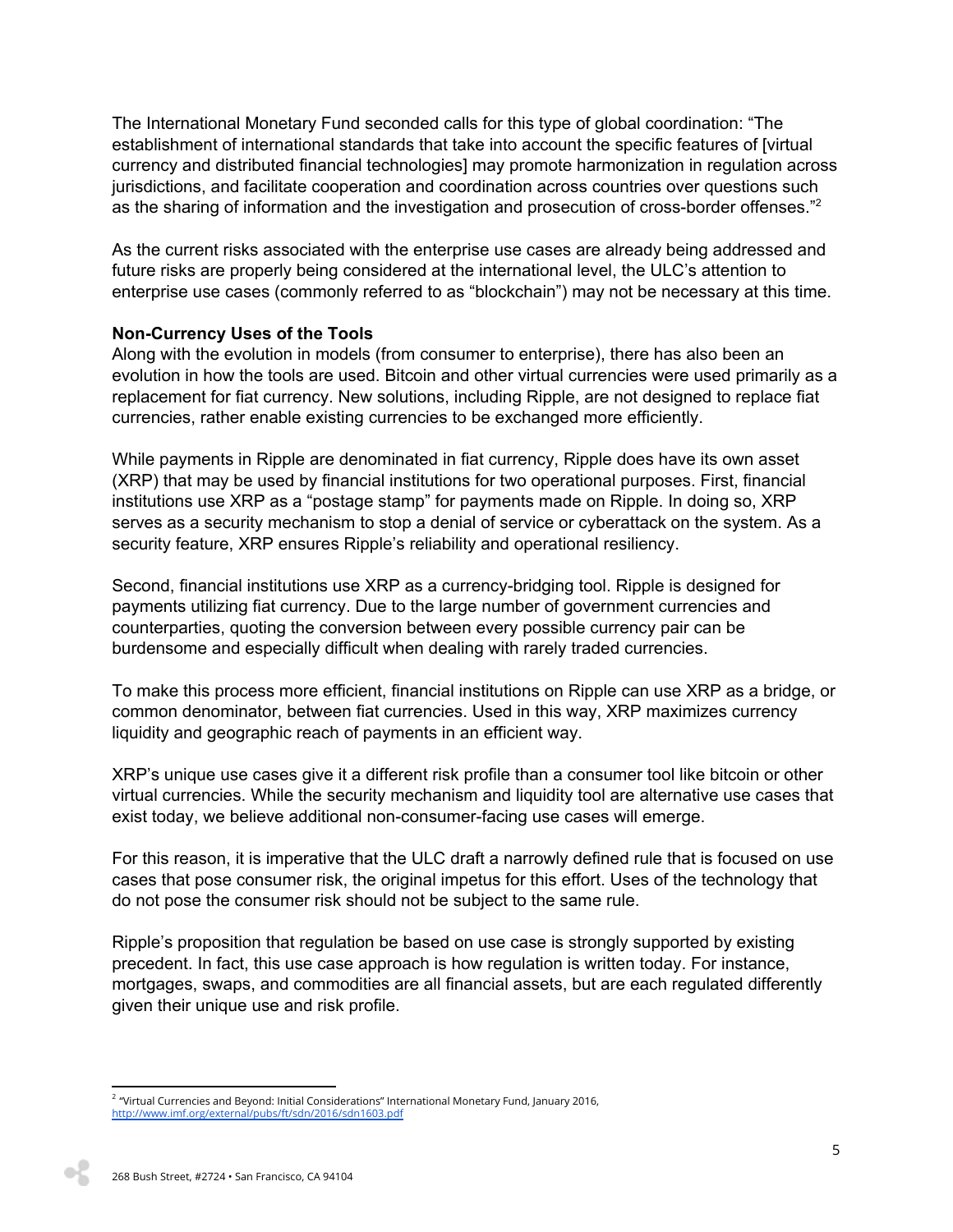The International Monetary Fund seconded calls for this type of global coordination: "The establishment of international standards that take into account the specific features of [virtual currency and distributed financial technologies] may promote harmonization in regulation across jurisdictions, and facilitate cooperation and coordination across countries over questions such as the sharing of information and the investigation and prosecution of cross-border offenses."[2]

As the current risks associated with the enterprise use cases are already being addressed and future risks are properly being considered at the international level, the ULC's attention to enterprise use cases (commonly referred to as "blockchain") may not be necessary at this time.

**Non-Currency Uses of the Tools**

Along with the evolution in models (from consumer to enterprise), there has also been an evolution in how the tools are used. Bitcoin and other virtual currencies were used primarily as a replacement for fiat currency. New solutions, including Ripple, are not designed to replace fiat currencies, rather enable existing currencies to be exchanged more efficiently.

While payments in Ripple are denominated in fiat currency, Ripple does have its own asset (XRP) that may be used by financial institutions for two operational purposes. First, financial institutions use XRP as a "postage stamp" for payments made on Ripple. In doing so, XRP serves as a security mechanism to stop a denial of service or cyberattack on the system. As a security feature, XRP ensures Ripple's reliability and operational resiliency.

Second, financial institutions use XRP as a currency-bridging tool. Ripple is designed for payments utilizing fiat currency. Due to the large number of government currencies and counterparties, quoting the conversion between every possible currency pair can be burdensome and especially difficult when dealing with rarely traded currencies.

To make this process more efficient, financial institutions on Ripple can use XRP as a bridge, or common denominator, between fiat currencies. Used in this way, XRP maximizes currency liquidity and geographic reach of payments in an efficient way.

XRP's unique use cases give it a different risk profile than a consumer tool like bitcoin or other virtual currencies. While the security mechanism and liquidity tool are alternative use cases that exist today, we believe additional non-consumer-facing use cases will emerge.

For this reason, it is imperative that the ULC draft a narrowly defined rule that is focused on use cases that pose consumer risk, the original impetus for this effort. Uses of the technology that do not pose the consumer risk should not be subject to the same rule.

Ripple's proposition that regulation be based on use case is strongly supported by existing precedent. In fact, this use case approach is how regulation is written today. For instance, mortgages, swaps, and commodities are all financial assets, but are each regulated differently given their unique use and risk profile.

---

[2] "Virtual Currencies and Beyond: Initial Considerations" International Monetary Fund, January 2016, http://www.imf.org/external/pubs/ft/sdn/2016/sdn1603.pdf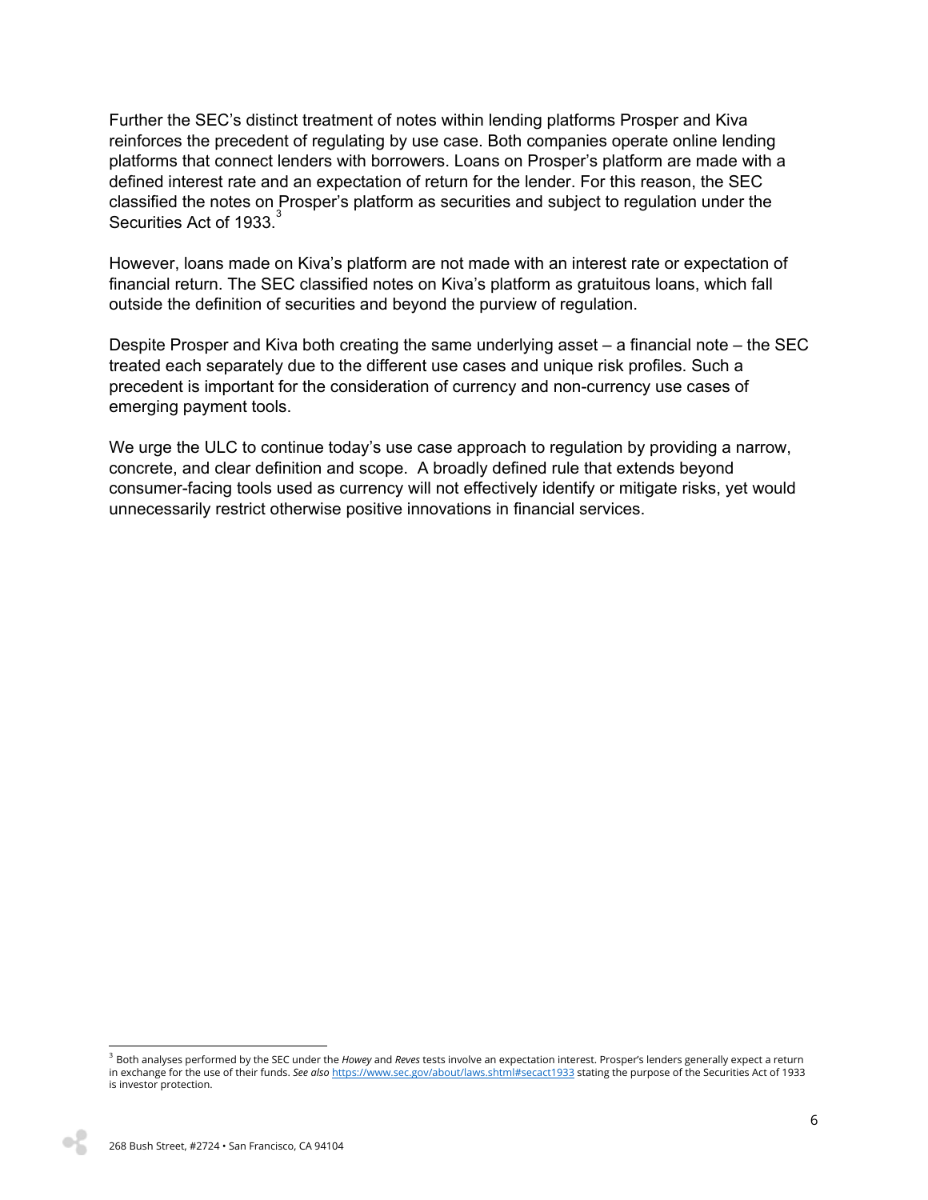Further the SEC's distinct treatment of notes within lending platforms Prosper and Kiva reinforces the precedent of regulating by use case. Both companies operate online lending platforms that connect lenders with borrowers. Loans on Prosper's platform are made with a defined interest rate and an expectation of return for the lender. For this reason, the SEC classified the notes on Prosper's platform as securities and subject to regulation under the Securities Act of 1933.[3]

However, loans made on Kiva's platform are not made with an interest rate or expectation of financial return. The SEC classified notes on Kiva's platform as gratuitous loans, which fall outside the definition of securities and beyond the purview of regulation.

Despite Prosper and Kiva both creating the same underlying asset – a financial note – the SEC treated each separately due to the different use cases and unique risk profiles. Such a precedent is important for the consideration of currency and non-currency use cases of emerging payment tools.

We urge the ULC to continue today's use case approach to regulation by providing a narrow, concrete, and clear definition and scope. A broadly defined rule that extends beyond consumer-facing tools used as currency will not effectively identify or mitigate risks, yet would unnecessarily restrict otherwise positive innovations in financial services.

---

[3] Both analyses performed by the SEC under the *Howey* and *Reves* tests involve an expectation interest. Prosper's lenders generally expect a return in exchange for the use of their funds. *See also* https://www.sec.gov/about/laws.shtml#secact1933 stating the purpose of the Securities Act of 1933 is investor protection.

268 Bush Street, #2724 • San Francisco, CA 94104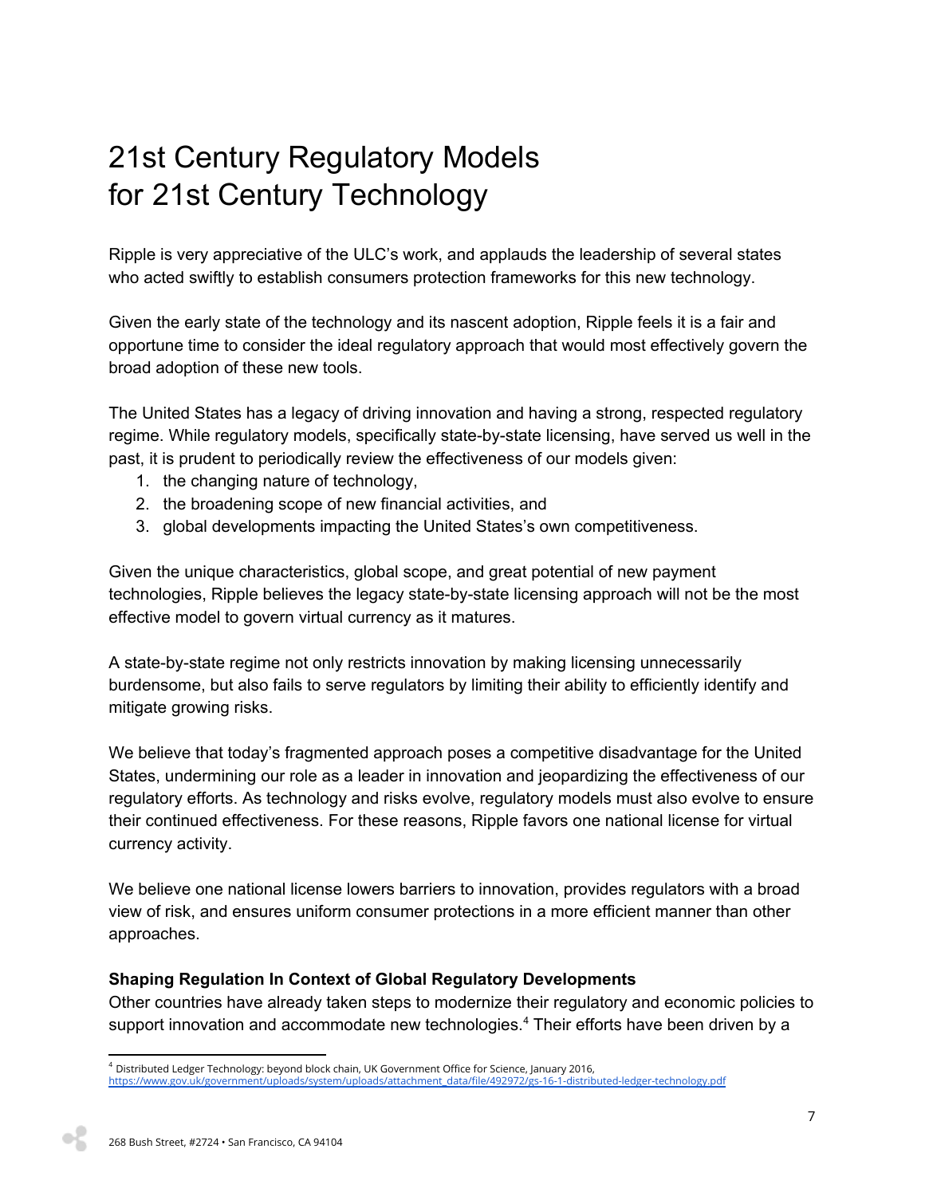# 21st Century Regulatory Models for 21st Century Technology

Ripple is very appreciative of the ULC's work, and applauds the leadership of several states who acted swiftly to establish consumers protection frameworks for this new technology.

Given the early state of the technology and its nascent adoption, Ripple feels it is a fair and opportune time to consider the ideal regulatory approach that would most effectively govern the broad adoption of these new tools.

The United States has a legacy of driving innovation and having a strong, respected regulatory regime. While regulatory models, specifically state-by-state licensing, have served us well in the past, it is prudent to periodically review the effectiveness of our models given:

1. the changing nature of technology,
2. the broadening scope of new financial activities, and
3. global developments impacting the United States's own competitiveness.

Given the unique characteristics, global scope, and great potential of new payment technologies, Ripple believes the legacy state-by-state licensing approach will not be the most effective model to govern virtual currency as it matures.

A state-by-state regime not only restricts innovation by making licensing unnecessarily burdensome, but also fails to serve regulators by limiting their ability to efficiently identify and mitigate growing risks.

We believe that today's fragmented approach poses a competitive disadvantage for the United States, undermining our role as a leader in innovation and jeopardizing the effectiveness of our regulatory efforts. As technology and risks evolve, regulatory models must also evolve to ensure their continued effectiveness. For these reasons, Ripple favors one national license for virtual currency activity.

We believe one national license lowers barriers to innovation, provides regulators with a broad view of risk, and ensures uniform consumer protections in a more efficient manner than other approaches.

### Shaping Regulation In Context of Global Regulatory Developments

Other countries have already taken steps to modernize their regulatory and economic policies to support innovation and accommodate new technologies.[4] Their efforts have been driven by a

[4] Distributed Ledger Technology: beyond block chain, UK Government Office for Science, January 2016, https://www.gov.uk/government/uploads/system/uploads/attachment_data/file/492972/gs-16-1-distributed-ledger-technology.pdf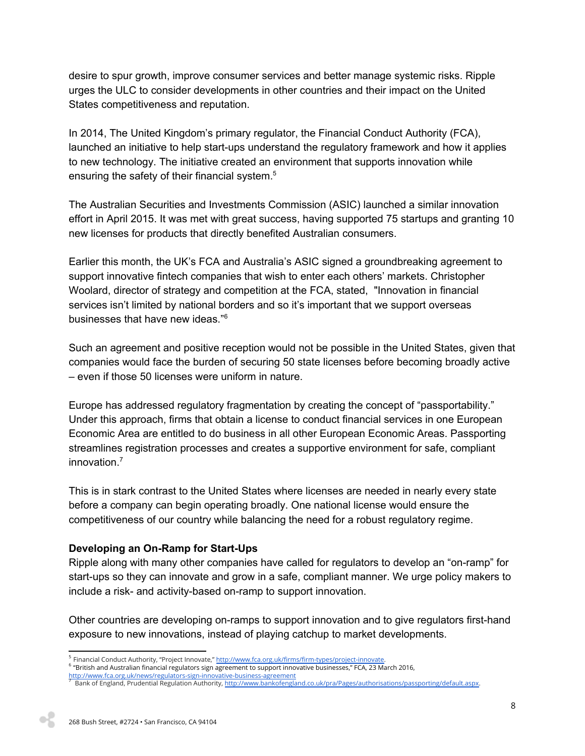desire to spur growth, improve consumer services and better manage systemic risks. Ripple urges the ULC to consider developments in other countries and their impact on the United States competitiveness and reputation.

In 2014, The United Kingdom's primary regulator, the Financial Conduct Authority (FCA), launched an initiative to help start-ups understand the regulatory framework and how it applies to new technology. The initiative created an environment that supports innovation while ensuring the safety of their financial system.[5]

The Australian Securities and Investments Commission (ASIC) launched a similar innovation effort in April 2015. It was met with great success, having supported 75 startups and granting 10 new licenses for products that directly benefited Australian consumers.

Earlier this month, the UK's FCA and Australia's ASIC signed a groundbreaking agreement to support innovative fintech companies that wish to enter each others' markets. Christopher Woolard, director of strategy and competition at the FCA, stated, "Innovation in financial services isn't limited by national borders and so it's important that we support overseas businesses that have new ideas."[6]

Such an agreement and positive reception would not be possible in the United States, given that companies would face the burden of securing 50 state licenses before becoming broadly active – even if those 50 licenses were uniform in nature.

Europe has addressed regulatory fragmentation by creating the concept of "passportability." Under this approach, firms that obtain a license to conduct financial services in one European Economic Area are entitled to do business in all other European Economic Areas. Passporting streamlines registration processes and creates a supportive environment for safe, compliant innovation.[7]

This is in stark contrast to the United States where licenses are needed in nearly every state before a company can begin operating broadly. One national license would ensure the competitiveness of our country while balancing the need for a robust regulatory regime.

**Developing an On-Ramp for Start-Ups**

Ripple along with many other companies have called for regulators to develop an "on-ramp" for start-ups so they can innovate and grow in a safe, compliant manner. We urge policy makers to include a risk- and activity-based on-ramp to support innovation.

Other countries are developing on-ramps to support innovation and to give regulators first-hand exposure to new innovations, instead of playing catchup to market developments.

---

[5] Financial Conduct Authority, "Project Innovate," http://www.fca.org.uk/firms/firm-types/project-innovate.

[6] "British and Australian financial regulators sign agreement to support innovative businesses," FCA, 23 March 2016, http://www.fca.org.uk/news/regulators-sign-innovative-business-agreement

[7] Bank of England, Prudential Regulation Authority, http://www.bankofengland.co.uk/pra/Pages/authorisations/passporting/default.aspx.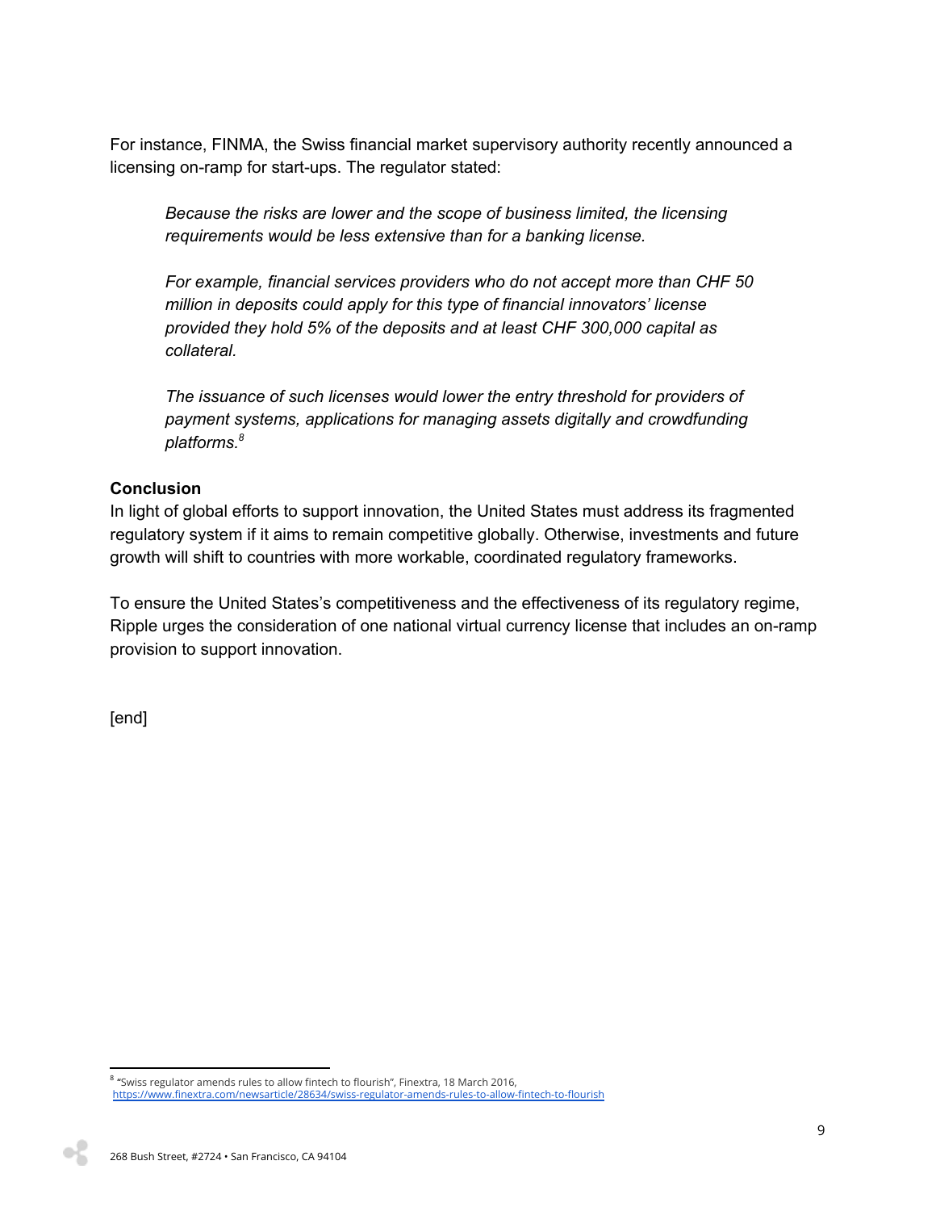For instance, FINMA, the Swiss financial market supervisory authority recently announced a licensing on-ramp for start-ups. The regulator stated:

> *Because the risks are lower and the scope of business limited, the licensing requirements would be less extensive than for a banking license.*
>
> *For example, financial services providers who do not accept more than CHF 50 million in deposits could apply for this type of financial innovators' license provided they hold 5% of the deposits and at least CHF 300,000 capital as collateral.*
>
> *The issuance of such licenses would lower the entry threshold for providers of payment systems, applications for managing assets digitally and crowdfunding platforms.*[8]

**Conclusion**

In light of global efforts to support innovation, the United States must address its fragmented regulatory system if it aims to remain competitive globally. Otherwise, investments and future growth will shift to countries with more workable, coordinated regulatory frameworks.

To ensure the United States's competitiveness and the effectiveness of its regulatory regime, Ripple urges the consideration of one national virtual currency license that includes an on-ramp provision to support innovation.

[end]

---

[8] "Swiss regulator amends rules to allow fintech to flourish", Finextra, 18 March 2016, https://www.finextra.com/newsarticle/28634/swiss-regulator-amends-rules-to-allow-fintech-to-flourish

268 Bush Street, #2724 • San Francisco, CA 94104